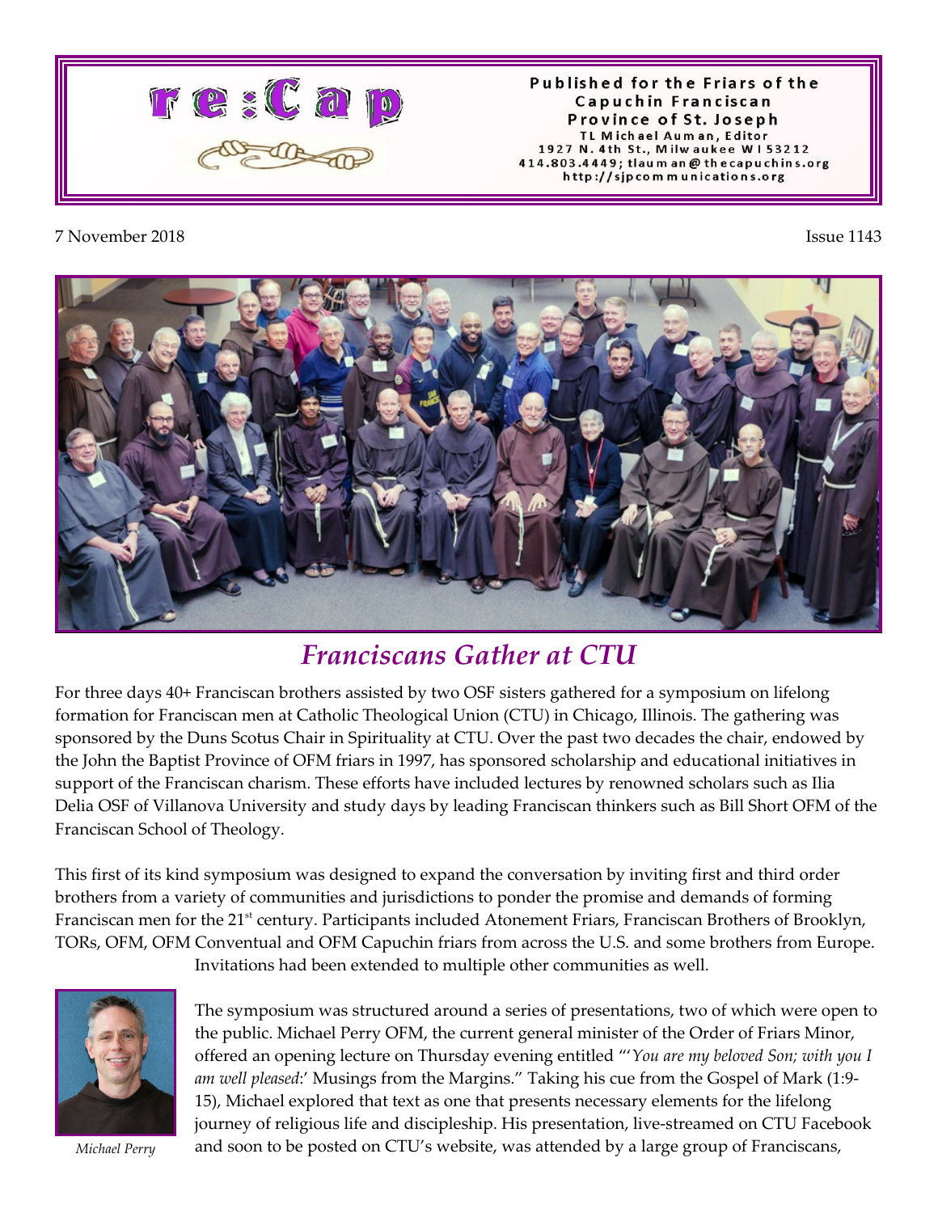# re:Cap

Published for the Friars of the Capuchin Franciscan Province of St. Joseph
TL Michael Auman, Editor
1927 N. 4th St., Milwaukee WI 53212
414.803.4449; tlauman@thecapuchins.org
http://sjpcommunications.org

7 November 2018

Issue 1143

## *Franciscans Gather at CTU*

For three days 40+ Franciscan brothers assisted by two OSF sisters gathered for a symposium on lifelong formation for Franciscan men at Catholic Theological Union (CTU) in Chicago, Illinois. The gathering was sponsored by the Duns Scotus Chair in Spirituality at CTU. Over the past two decades the chair, endowed by the John the Baptist Province of OFM friars in 1997, has sponsored scholarship and educational initiatives in support of the Franciscan charism. These efforts have included lectures by renowned scholars such as Ilia Delia OSF of Villanova University and study days by leading Franciscan thinkers such as Bill Short OFM of the Franciscan School of Theology.

This first of its kind symposium was designed to expand the conversation by inviting first and third order brothers from a variety of communities and jurisdictions to ponder the promise and demands of forming Franciscan men for the 21st century. Participants included Atonement Friars, Franciscan Brothers of Brooklyn, TORs, OFM, OFM Conventual and OFM Capuchin friars from across the U.S. and some brothers from Europe. Invitations had been extended to multiple other communities as well.

*Michael Perry*

The symposium was structured around a series of presentations, two of which were open to the public. Michael Perry OFM, the current general minister of the Order of Friars Minor, offered an opening lecture on Thursday evening entitled "'*You are my beloved Son; with you I am well pleased*:' Musings from the Margins." Taking his cue from the Gospel of Mark (1:9-15), Michael explored that text as one that presents necessary elements for the lifelong journey of religious life and discipleship. His presentation, live-streamed on CTU Facebook and soon to be posted on CTU's website, was attended by a large group of Franciscans,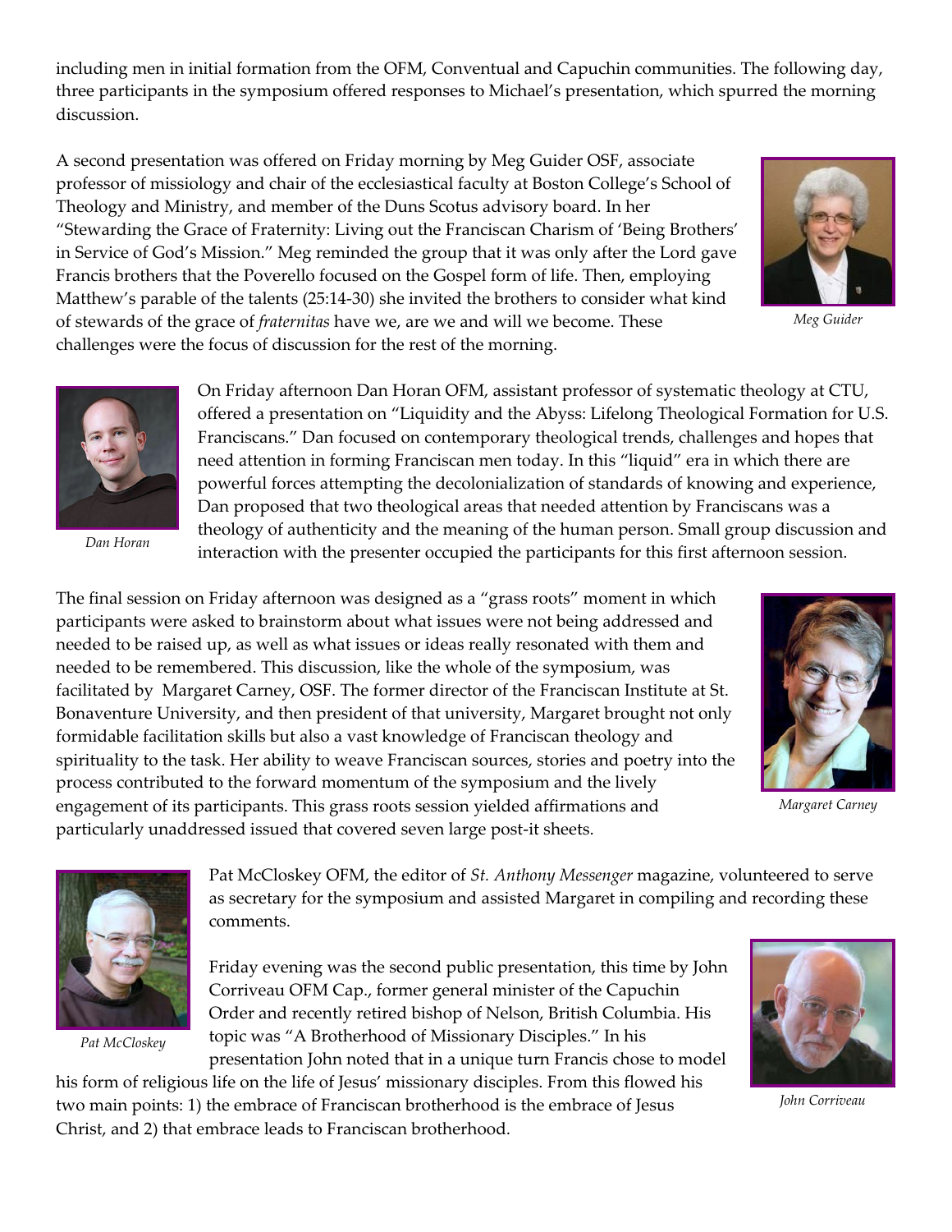including men in initial formation from the OFM, Conventual and Capuchin communities. The following day, three participants in the symposium offered responses to Michael's presentation, which spurred the morning discussion.

A second presentation was offered on Friday morning by Meg Guider OSF, associate professor of missiology and chair of the ecclesiastical faculty at Boston College's School of Theology and Ministry, and member of the Duns Scotus advisory board. In her "Stewarding the Grace of Fraternity: Living out the Franciscan Charism of 'Being Brothers' in Service of God's Mission." Meg reminded the group that it was only after the Lord gave Francis brothers that the Poverello focused on the Gospel form of life. Then, employing Matthew's parable of the talents (25:14-30) she invited the brothers to consider what kind of stewards of the grace of *fraternitas* have we, are we and will we become. These challenges were the focus of discussion for the rest of the morning.

*Meg Guider*

On Friday afternoon Dan Horan OFM, assistant professor of systematic theology at CTU, offered a presentation on "Liquidity and the Abyss: Lifelong Theological Formation for U.S. Franciscans." Dan focused on contemporary theological trends, challenges and hopes that need attention in forming Franciscan men today. In this "liquid" era in which there are powerful forces attempting the decolonialization of standards of knowing and experience, Dan proposed that two theological areas that needed attention by Franciscans was a theology of authenticity and the meaning of the human person. Small group discussion and interaction with the presenter occupied the participants for this first afternoon session.

*Dan Horan*

The final session on Friday afternoon was designed as a "grass roots" moment in which participants were asked to brainstorm about what issues were not being addressed and needed to be raised up, as well as what issues or ideas really resonated with them and needed to be remembered. This discussion, like the whole of the symposium, was facilitated by Margaret Carney, OSF. The former director of the Franciscan Institute at St. Bonaventure University, and then president of that university, Margaret brought not only formidable facilitation skills but also a vast knowledge of Franciscan theology and spirituality to the task. Her ability to weave Franciscan sources, stories and poetry into the process contributed to the forward momentum of the symposium and the lively engagement of its participants. This grass roots session yielded affirmations and particularly unaddressed issued that covered seven large post-it sheets.

*Margaret Carney*

Pat McCloskey OFM, the editor of *St. Anthony Messenger* magazine, volunteered to serve as secretary for the symposium and assisted Margaret in compiling and recording these comments.

*Pat McCloskey*

Friday evening was the second public presentation, this time by John Corriveau OFM Cap., former general minister of the Capuchin Order and recently retired bishop of Nelson, British Columbia. His topic was "A Brotherhood of Missionary Disciples." In his presentation John noted that in a unique turn Francis chose to model his form of religious life on the life of Jesus' missionary disciples. From this flowed his two main points: 1) the embrace of Franciscan brotherhood is the embrace of Jesus Christ, and 2) that embrace leads to Franciscan brotherhood.

*John Corriveau*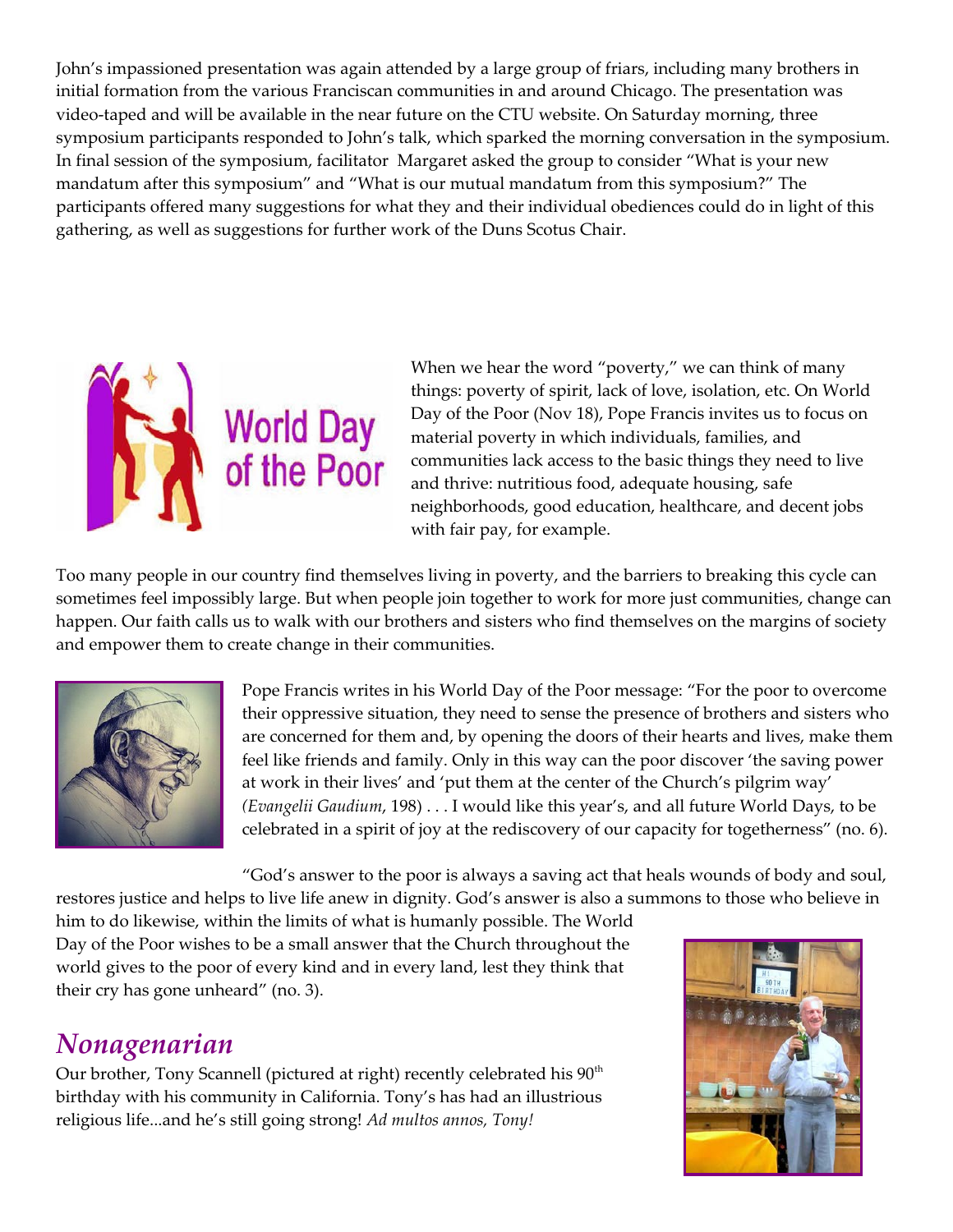John's impassioned presentation was again attended by a large group of friars, including many brothers in initial formation from the various Franciscan communities in and around Chicago. The presentation was video-taped and will be available in the near future on the CTU website. On Saturday morning, three symposium participants responded to John's talk, which sparked the morning conversation in the symposium. In final session of the symposium, facilitator Margaret asked the group to consider "What is your new mandatum after this symposium" and "What is our mutual mandatum from this symposium?" The participants offered many suggestions for what they and their individual obediences could do in light of this gathering, as well as suggestions for further work of the Duns Scotus Chair.

World Day of the Poor

When we hear the word "poverty," we can think of many things: poverty of spirit, lack of love, isolation, etc. On World Day of the Poor (Nov 18), Pope Francis invites us to focus on material poverty in which individuals, families, and communities lack access to the basic things they need to live and thrive: nutritious food, adequate housing, safe neighborhoods, good education, healthcare, and decent jobs with fair pay, for example.

Too many people in our country find themselves living in poverty, and the barriers to breaking this cycle can sometimes feel impossibly large. But when people join together to work for more just communities, change can happen. Our faith calls us to walk with our brothers and sisters who find themselves on the margins of society and empower them to create change in their communities.

Pope Francis writes in his World Day of the Poor message: "For the poor to overcome their oppressive situation, they need to sense the presence of brothers and sisters who are concerned for them and, by opening the doors of their hearts and lives, make them feel like friends and family. Only in this way can the poor discover 'the saving power at work in their lives' and 'put them at the center of the Church's pilgrim way' *(Evangelii Gaudium*, 198) . . . I would like this year's, and all future World Days, to be celebrated in a spirit of joy at the rediscovery of our capacity for togetherness" (no. 6).

"God's answer to the poor is always a saving act that heals wounds of body and soul, restores justice and helps to live life anew in dignity. God's answer is also a summons to those who believe in him to do likewise, within the limits of what is humanly possible. The World Day of the Poor wishes to be a small answer that the Church throughout the world gives to the poor of every kind and in every land, lest they think that their cry has gone unheard" (no. 3).

## *Nonagenarian*

Our brother, Tony Scannell (pictured at right) recently celebrated his 90th birthday with his community in California. Tony's has had an illustrious religious life...and he's still going strong! *Ad multos annos, Tony!*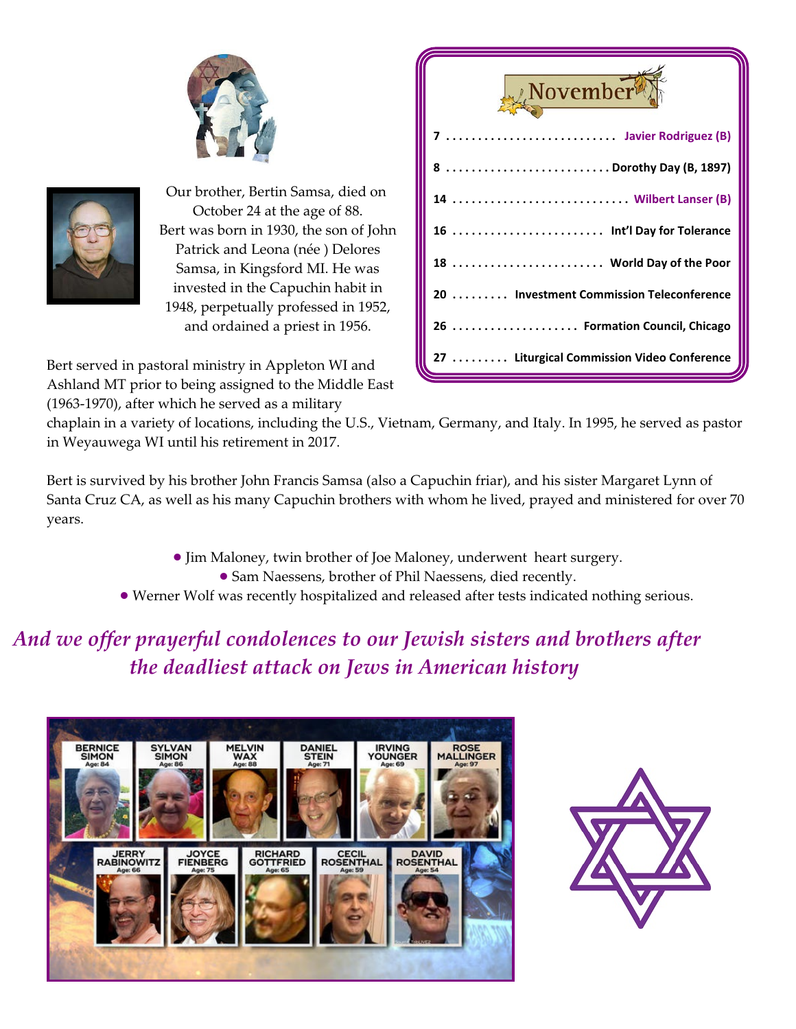Our brother, Bertin Samsa, died on October 24 at the age of 88. Bert was born in 1930, the son of John Patrick and Leona (née ) Delores Samsa, in Kingsford MI. He was invested in the Capuchin habit in 1948, perpetually professed in 1952, and ordained a priest in 1956.

Bert served in pastoral ministry in Appleton WI and Ashland MT prior to being assigned to the Middle East (1963-1970), after which he served as a military chaplain in a variety of locations, including the U.S., Vietnam, Germany, and Italy. In 1995, he served as pastor in Weyauwega WI until his retirement in 2017.

Bert is survived by his brother John Francis Samsa (also a Capuchin friar), and his sister Margaret Lynn of Santa Cruz CA, as well as his many Capuchin brothers with whom he lived, prayed and ministered for over 70 years.

## November

| | |
|---|---|
| **7** | **Javier Rodriguez (B)** |
| **8** | **Dorothy Day (B, 1897)** |
| **14** | **Wilbert Lanser (B)** |
| **16** | **Int'l Day for Tolerance** |
| **18** | **World Day of the Poor** |
| **20** | **Investment Commission Teleconference** |
| **26** | **Formation Council, Chicago** |
| **27** | **Liturgical Commission Video Conference** |

- Jim Maloney, twin brother of Joe Maloney, underwent heart surgery.
- Sam Naessens, brother of Phil Naessens, died recently.
- Werner Wolf was recently hospitalized and released after tests indicated nothing serious.

*And we offer prayerful condolences to our Jewish sisters and brothers after the deadliest attack on Jews in American history*

BERNICE SIMON Age: 84
SYLVAN SIMON Age: 86
MELVIN WAX Age: 88
DANIEL STEIN Age: 71
IRVING YOUNGER Age: 69
ROSE MALLINGER Age: 97
JERRY RABINOWITZ Age: 66
JOYCE FIENBERG Age: 75
RICHARD GOTTFRIED Age: 65
CECIL ROSENTHAL Age: 59
DAVID ROSENTHAL Age: 54